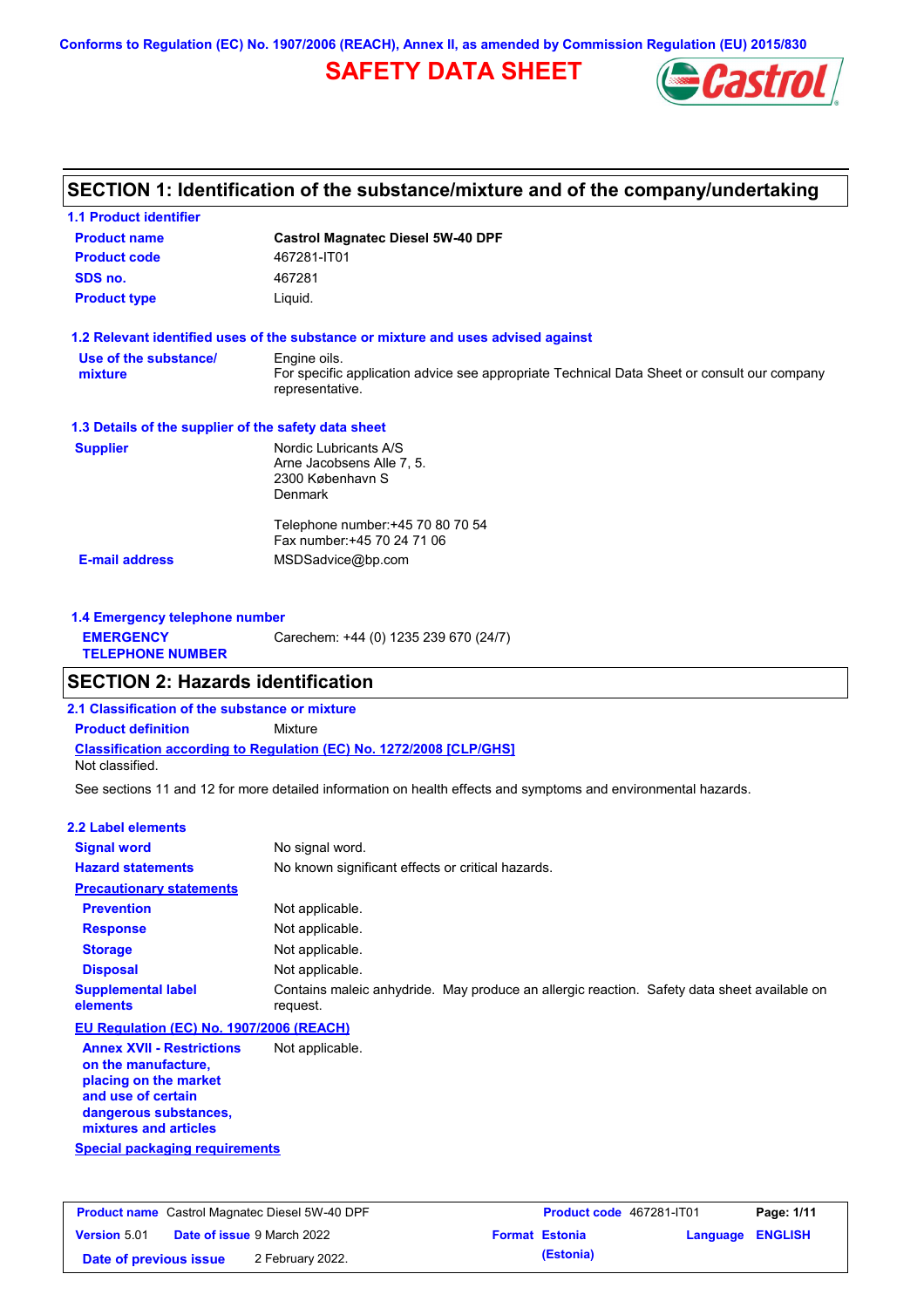Conforms to Regulation (EC) No. 1907/2006 (REACH), Annex II, as amended by Commission Regulation (EU) 2015/830

# SAFETY DATA SHEET

## SECTION 1: Identification of the substance/mixture and of the company/undertaking

### 1.1 Product identifier

| | |
|---|---|
| **Product name** | **Castrol Magnatec Diesel 5W-40 DPF** |
| **Product code** | 467281-IT01 |
| **SDS no.** | 467281 |
| **Product type** | Liquid. |

### 1.2 Relevant identified uses of the substance or mixture and uses advised against

| | |
|---|---|
| **Use of the substance/ mixture** | Engine oils.<br>For specific application advice see appropriate Technical Data Sheet or consult our company representative. |

### 1.3 Details of the supplier of the safety data sheet

| | |
|---|---|
| **Supplier** | Nordic Lubricants A/S<br>Arne Jacobsens Alle 7, 5.<br>2300 København S<br>Denmark<br><br>Telephone number:+45 70 80 70 54<br>Fax number:+45 70 24 71 06 |
| **E-mail address** | MSDSadvice@bp.com |

### 1.4 Emergency telephone number

| | |
|---|---|
| **EMERGENCY TELEPHONE NUMBER** | Carechem: +44 (0) 1235 239 670 (24/7) |

## SECTION 2: Hazards identification

### 2.1 Classification of the substance or mixture

**Product definition** Mixture

**Classification according to Regulation (EC) No. 1272/2008 [CLP/GHS]**

Not classified.

See sections 11 and 12 for more detailed information on health effects and symptoms and environmental hazards.

### 2.2 Label elements

| | |
|---|---|
| **Signal word** | No signal word. |
| **Hazard statements** | No known significant effects or critical hazards. |
| **Precautionary statements** | |
| **Prevention** | Not applicable. |
| **Response** | Not applicable. |
| **Storage** | Not applicable. |
| **Disposal** | Not applicable. |
| **Supplemental label elements** | Contains maleic anhydride. May produce an allergic reaction. Safety data sheet available on request. |

**EU Regulation (EC) No. 1907/2006 (REACH)**

| | |
|---|---|
| **Annex XVII - Restrictions on the manufacture, placing on the market and use of certain dangerous substances, mixtures and articles** | Not applicable. |

**Special packaging requirements**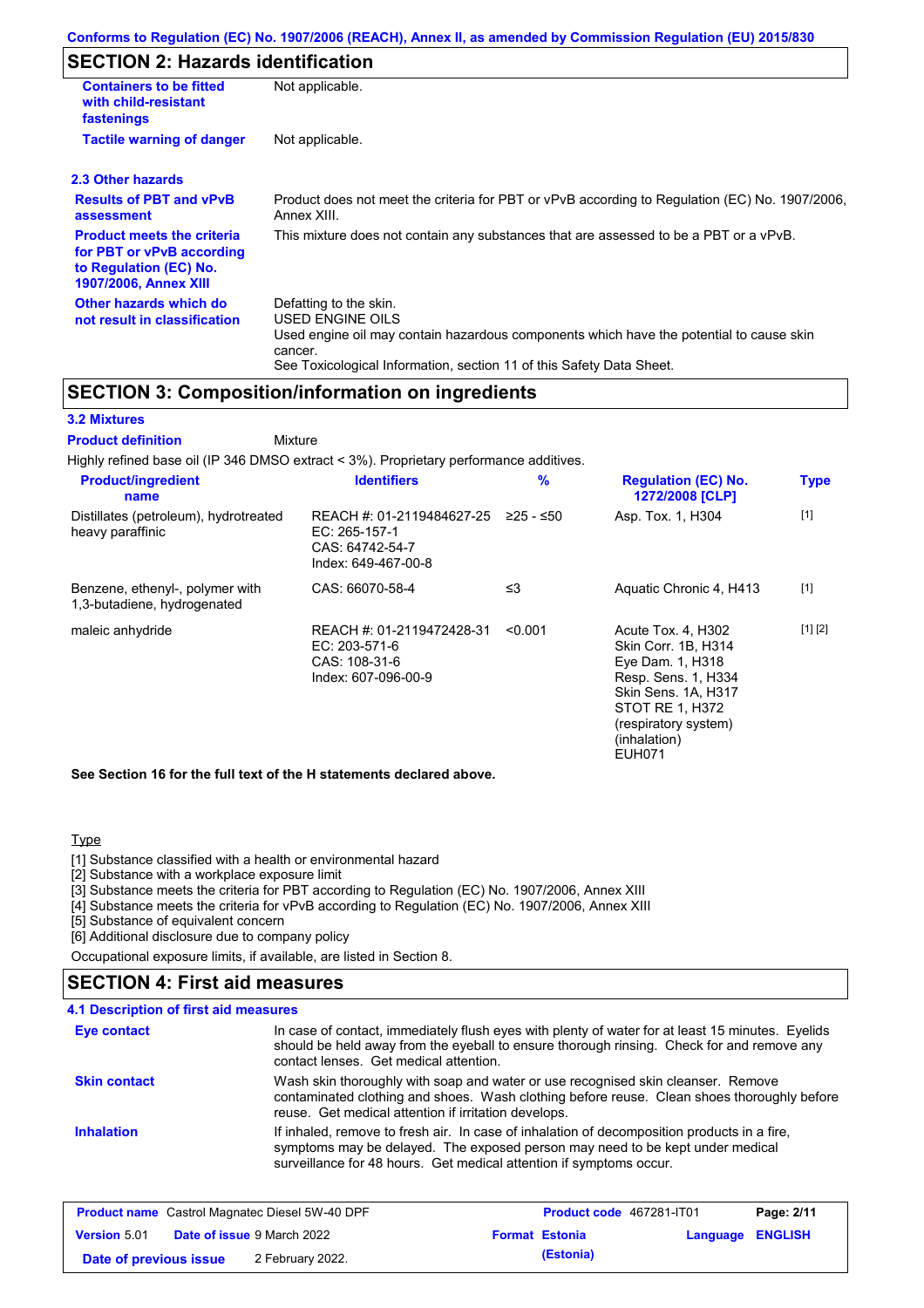## SECTION 2: Hazards identification

| | |
|---|---|
| **Containers to be fitted with child-resistant fastenings** | Not applicable. |
| **Tactile warning of danger** | Not applicable. |

### 2.3 Other hazards

| | |
|---|---|
| **Results of PBT and vPvB assessment** | Product does not meet the criteria for PBT or vPvB according to Regulation (EC) No. 1907/2006, Annex XIII. |
| **Product meets the criteria for PBT or vPvB according to Regulation (EC) No. 1907/2006, Annex XIII** | This mixture does not contain any substances that are assessed to be a PBT or a vPvB. |
| **Other hazards which do not result in classification** | Defatting to the skin.<br>USED ENGINE OILS<br>Used engine oil may contain hazardous components which have the potential to cause skin cancer.<br>See Toxicological Information, section 11 of this Safety Data Sheet. |

## SECTION 3: Composition/information on ingredients

### 3.2 Mixtures

**Product definition** Mixture

Highly refined base oil (IP 346 DMSO extract < 3%). Proprietary performance additives.

| Product/ingredient name | Identifiers | % | Regulation (EC) No. 1272/2008 [CLP] | Type |
|---|---|---|---|---|
| Distillates (petroleum), hydrotreated heavy paraffinic | REACH #: 01-2119484627-25<br>EC: 265-157-1<br>CAS: 64742-54-7<br>Index: 649-467-00-8 | ≥25 - ≤50 | Asp. Tox. 1, H304 | [1] |
| Benzene, ethenyl-, polymer with 1,3-butadiene, hydrogenated | CAS: 66070-58-4 | ≤3 | Aquatic Chronic 4, H413 | [1] |
| maleic anhydride | REACH #: 01-2119472428-31<br>EC: 203-571-6<br>CAS: 108-31-6<br>Index: 607-096-00-9 | <0.001 | Acute Tox. 4, H302<br>Skin Corr. 1B, H314<br>Eye Dam. 1, H318<br>Resp. Sens. 1, H334<br>Skin Sens. 1A, H317<br>STOT RE 1, H372 (respiratory system) (inhalation)<br>EUH071 | [1] [2] |

**See Section 16 for the full text of the H statements declared above.**

Type

[1] Substance classified with a health or environmental hazard
[2] Substance with a workplace exposure limit
[3] Substance meets the criteria for PBT according to Regulation (EC) No. 1907/2006, Annex XIII
[4] Substance meets the criteria for vPvB according to Regulation (EC) No. 1907/2006, Annex XIII
[5] Substance of equivalent concern
[6] Additional disclosure due to company policy

Occupational exposure limits, if available, are listed in Section 8.

## SECTION 4: First aid measures

### 4.1 Description of first aid measures

| | |
|---|---|
| **Eye contact** | In case of contact, immediately flush eyes with plenty of water for at least 15 minutes. Eyelids should be held away from the eyeball to ensure thorough rinsing. Check for and remove any contact lenses. Get medical attention. |
| **Skin contact** | Wash skin thoroughly with soap and water or use recognised skin cleanser. Remove contaminated clothing and shoes. Wash clothing before reuse. Clean shoes thoroughly before reuse. Get medical attention if irritation develops. |
| **Inhalation** | If inhaled, remove to fresh air. In case of inhalation of decomposition products in a fire, symptoms may be delayed. The exposed person may need to be kept under medical surveillance for 48 hours. Get medical attention if symptoms occur. |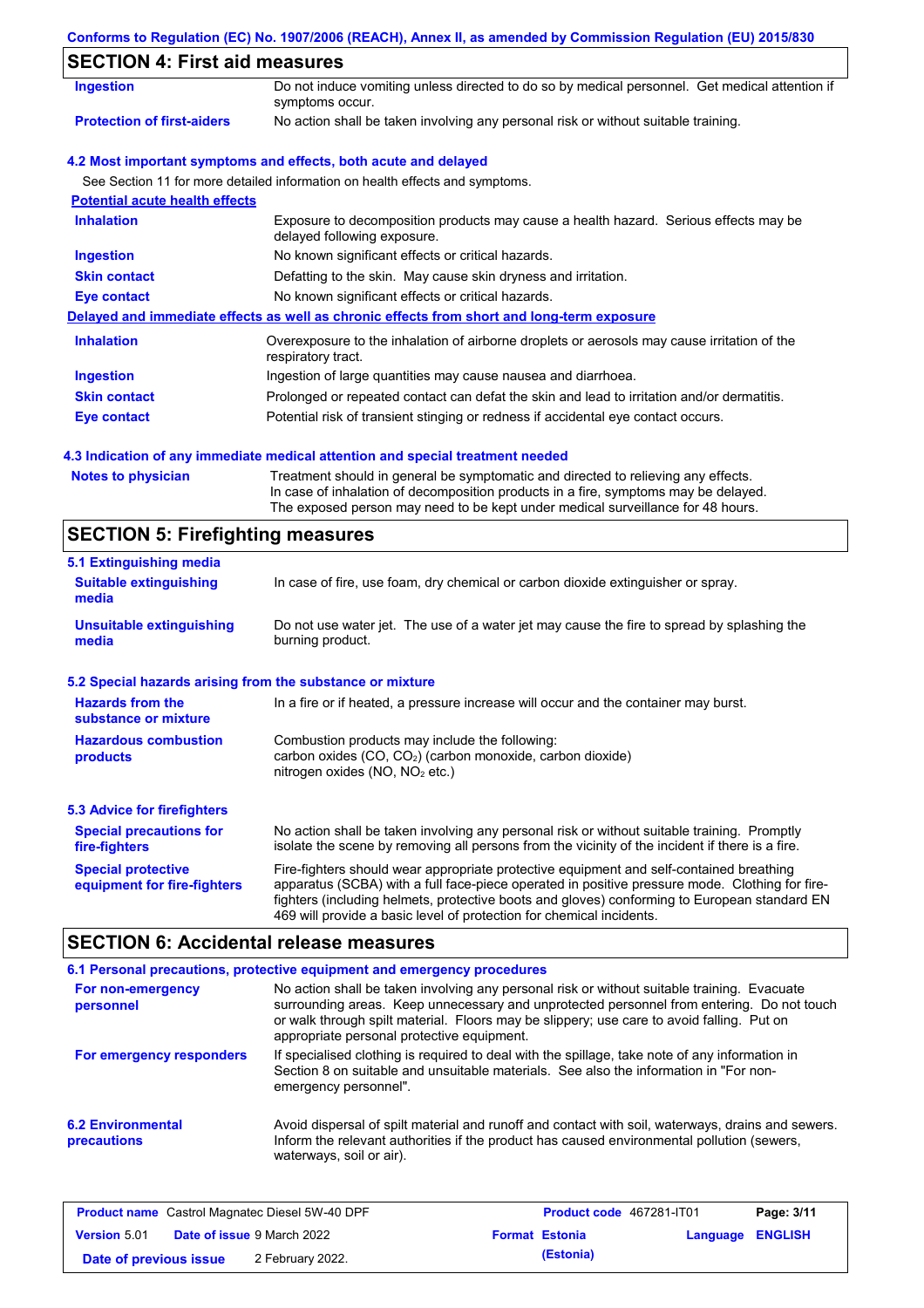## SECTION 4: First aid measures

| | |
|---|---|
| **Ingestion** | Do not induce vomiting unless directed to do so by medical personnel. Get medical attention if symptoms occur. |
| **Protection of first-aiders** | No action shall be taken involving any personal risk or without suitable training. |

### 4.2 Most important symptoms and effects, both acute and delayed

See Section 11 for more detailed information on health effects and symptoms.

**Potential acute health effects**

| | |
|---|---|
| **Inhalation** | Exposure to decomposition products may cause a health hazard. Serious effects may be delayed following exposure. |
| **Ingestion** | No known significant effects or critical hazards. |
| **Skin contact** | Defatting to the skin. May cause skin dryness and irritation. |
| **Eye contact** | No known significant effects or critical hazards. |

**Delayed and immediate effects as well as chronic effects from short and long-term exposure**

| | |
|---|---|
| **Inhalation** | Overexposure to the inhalation of airborne droplets or aerosols may cause irritation of the respiratory tract. |
| **Ingestion** | Ingestion of large quantities may cause nausea and diarrhoea. |
| **Skin contact** | Prolonged or repeated contact can defat the skin and lead to irritation and/or dermatitis. |
| **Eye contact** | Potential risk of transient stinging or redness if accidental eye contact occurs. |

### 4.3 Indication of any immediate medical attention and special treatment needed

| | |
|---|---|
| **Notes to physician** | Treatment should in general be symptomatic and directed to relieving any effects. In case of inhalation of decomposition products in a fire, symptoms may be delayed. The exposed person may need to be kept under medical surveillance for 48 hours. |

## SECTION 5: Firefighting measures

### 5.1 Extinguishing media

| | |
|---|---|
| **Suitable extinguishing media** | In case of fire, use foam, dry chemical or carbon dioxide extinguisher or spray. |
| **Unsuitable extinguishing media** | Do not use water jet. The use of a water jet may cause the fire to spread by splashing the burning product. |

### 5.2 Special hazards arising from the substance or mixture

| | |
|---|---|
| **Hazards from the substance or mixture** | In a fire or if heated, a pressure increase will occur and the container may burst. |
| **Hazardous combustion products** | Combustion products may include the following: carbon oxides (CO, $CO_2$) (carbon monoxide, carbon dioxide) nitrogen oxides (NO, $NO_2$ etc.) |

### 5.3 Advice for firefighters

| | |
|---|---|
| **Special precautions for fire-fighters** | No action shall be taken involving any personal risk or without suitable training. Promptly isolate the scene by removing all persons from the vicinity of the incident if there is a fire. |
| **Special protective equipment for fire-fighters** | Fire-fighters should wear appropriate protective equipment and self-contained breathing apparatus (SCBA) with a full face-piece operated in positive pressure mode. Clothing for fire-fighters (including helmets, protective boots and gloves) conforming to European standard EN 469 will provide a basic level of protection for chemical incidents. |

## SECTION 6: Accidental release measures

### 6.1 Personal precautions, protective equipment and emergency procedures

| | |
|---|---|
| **For non-emergency personnel** | No action shall be taken involving any personal risk or without suitable training. Evacuate surrounding areas. Keep unnecessary and unprotected personnel from entering. Do not touch or walk through spilt material. Floors may be slippery; use care to avoid falling. Put on appropriate personal protective equipment. |
| **For emergency responders** | If specialised clothing is required to deal with the spillage, take note of any information in Section 8 on suitable and unsuitable materials. See also the information in "For non-emergency personnel". |

| | |
|---|---|
| **6.2 Environmental precautions** | Avoid dispersal of spilt material and runoff and contact with soil, waterways, drains and sewers. Inform the relevant authorities if the product has caused environmental pollution (sewers, waterways, soil or air). |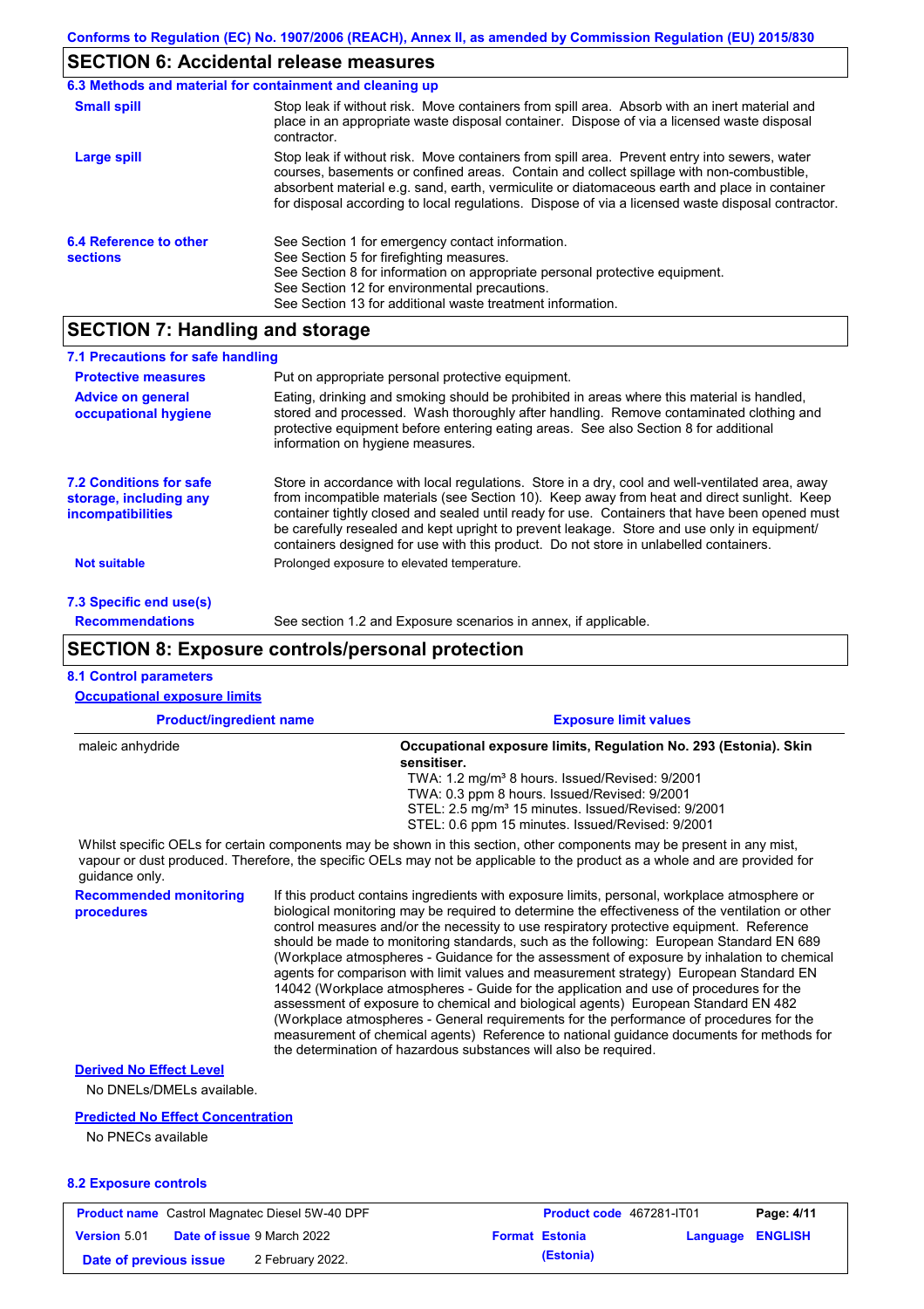## SECTION 6: Accidental release measures

### 6.3 Methods and material for containment and cleaning up

**Small spill**

Stop leak if without risk. Move containers from spill area. Absorb with an inert material and place in an appropriate waste disposal container. Dispose of via a licensed waste disposal contractor.

**Large spill**

Stop leak if without risk. Move containers from spill area. Prevent entry into sewers, water courses, basements or confined areas. Contain and collect spillage with non-combustible, absorbent material e.g. sand, earth, vermiculite or diatomaceous earth and place in container for disposal according to local regulations. Dispose of via a licensed waste disposal contractor.

### 6.4 Reference to other sections

See Section 1 for emergency contact information.
See Section 5 for firefighting measures.
See Section 8 for information on appropriate personal protective equipment.
See Section 12 for environmental precautions.
See Section 13 for additional waste treatment information.

## SECTION 7: Handling and storage

### 7.1 Precautions for safe handling

**Protective measures**

Put on appropriate personal protective equipment.

**Advice on general occupational hygiene**

Eating, drinking and smoking should be prohibited in areas where this material is handled, stored and processed. Wash thoroughly after handling. Remove contaminated clothing and protective equipment before entering eating areas. See also Section 8 for additional information on hygiene measures.

### 7.2 Conditions for safe storage, including any incompatibilities

Store in accordance with local regulations. Store in a dry, cool and well-ventilated area, away from incompatible materials (see Section 10). Keep away from heat and direct sunlight. Keep container tightly closed and sealed until ready for use. Containers that have been opened must be carefully resealed and kept upright to prevent leakage. Store and use only in equipment/ containers designed for use with this product. Do not store in unlabelled containers.

**Not suitable**

Prolonged exposure to elevated temperature.

### 7.3 Specific end use(s)

**Recommendations**

See section 1.2 and Exposure scenarios in annex, if applicable.

## SECTION 8: Exposure controls/personal protection

### 8.1 Control parameters

**Occupational exposure limits**

| Product/ingredient name | Exposure limit values |
|---|---|
| maleic anhydride | **Occupational exposure limits, Regulation No. 293 (Estonia). Skin sensitiser.**<br>TWA: 1.2 mg/m³ 8 hours. Issued/Revised: 9/2001<br>TWA: 0.3 ppm 8 hours. Issued/Revised: 9/2001<br>STEL: 2.5 mg/m³ 15 minutes. Issued/Revised: 9/2001<br>STEL: 0.6 ppm 15 minutes. Issued/Revised: 9/2001 |

Whilst specific OELs for certain components may be shown in this section, other components may be present in any mist, vapour or dust produced. Therefore, the specific OELs may not be applicable to the product as a whole and are provided for guidance only.

**Recommended monitoring procedures**

If this product contains ingredients with exposure limits, personal, workplace atmosphere or biological monitoring may be required to determine the effectiveness of the ventilation or other control measures and/or the necessity to use respiratory protective equipment. Reference should be made to monitoring standards, such as the following: European Standard EN 689 (Workplace atmospheres - Guidance for the assessment of exposure by inhalation to chemical agents for comparison with limit values and measurement strategy) European Standard EN 14042 (Workplace atmospheres - Guide for the application and use of procedures for the assessment of exposure to chemical and biological agents) European Standard EN 482 (Workplace atmospheres - General requirements for the performance of procedures for the measurement of chemical agents) Reference to national guidance documents for methods for the determination of hazardous substances will also be required.

**Derived No Effect Level**

No DNELs/DMELs available.

**Predicted No Effect Concentration**

No PNECs available

### 8.2 Exposure controls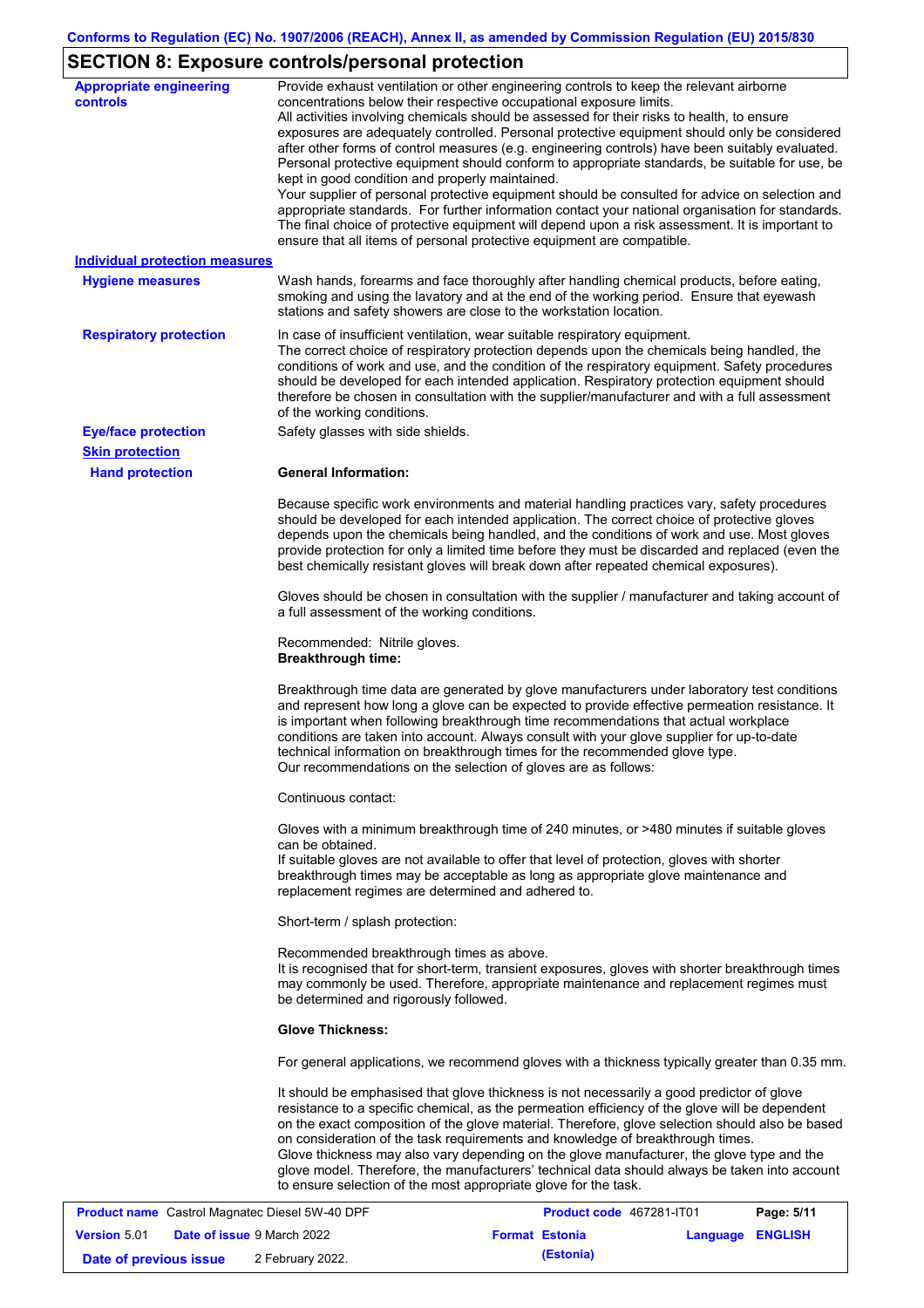## SECTION 8: Exposure controls/personal protection

**Appropriate engineering controls**

Provide exhaust ventilation or other engineering controls to keep the relevant airborne concentrations below their respective occupational exposure limits.
All activities involving chemicals should be assessed for their risks to health, to ensure exposures are adequately controlled. Personal protective equipment should only be considered after other forms of control measures (e.g. engineering controls) have been suitably evaluated. Personal protective equipment should conform to appropriate standards, be suitable for use, be kept in good condition and properly maintained.
Your supplier of personal protective equipment should be consulted for advice on selection and appropriate standards. For further information contact your national organisation for standards. The final choice of protective equipment will depend upon a risk assessment. It is important to ensure that all items of personal protective equipment are compatible.

**Individual protection measures**

**Hygiene measures**

Wash hands, forearms and face thoroughly after handling chemical products, before eating, smoking and using the lavatory and at the end of the working period. Ensure that eyewash stations and safety showers are close to the workstation location.

**Respiratory protection**

In case of insufficient ventilation, wear suitable respiratory equipment.
The correct choice of respiratory protection depends upon the chemicals being handled, the conditions of work and use, and the condition of the respiratory equipment. Safety procedures should be developed for each intended application. Respiratory protection equipment should therefore be chosen in consultation with the supplier/manufacturer and with a full assessment of the working conditions.

**Eye/face protection**

Safety glasses with side shields.

**Skin protection**

**Hand protection**

**General Information:**

Because specific work environments and material handling practices vary, safety procedures should be developed for each intended application. The correct choice of protective gloves depends upon the chemicals being handled, and the conditions of work and use. Most gloves provide protection for only a limited time before they must be discarded and replaced (even the best chemically resistant gloves will break down after repeated chemical exposures).

Gloves should be chosen in consultation with the supplier / manufacturer and taking account of a full assessment of the working conditions.

Recommended: Nitrile gloves.
**Breakthrough time:**

Breakthrough time data are generated by glove manufacturers under laboratory test conditions and represent how long a glove can be expected to provide effective permeation resistance. It is important when following breakthrough time recommendations that actual workplace conditions are taken into account. Always consult with your glove supplier for up-to-date technical information on breakthrough times for the recommended glove type.
Our recommendations on the selection of gloves are as follows:

Continuous contact:

Gloves with a minimum breakthrough time of 240 minutes, or >480 minutes if suitable gloves can be obtained.
If suitable gloves are not available to offer that level of protection, gloves with shorter breakthrough times may be acceptable as long as appropriate glove maintenance and replacement regimes are determined and adhered to.

Short-term / splash protection:

Recommended breakthrough times as above.
It is recognised that for short-term, transient exposures, gloves with shorter breakthrough times may commonly be used. Therefore, appropriate maintenance and replacement regimes must be determined and rigorously followed.

**Glove Thickness:**

For general applications, we recommend gloves with a thickness typically greater than 0.35 mm.

It should be emphasised that glove thickness is not necessarily a good predictor of glove resistance to a specific chemical, as the permeation efficiency of the glove will be dependent on the exact composition of the glove material. Therefore, glove selection should also be based on consideration of the task requirements and knowledge of breakthrough times.
Glove thickness may also vary depending on the glove manufacturer, the glove type and the glove model. Therefore, the manufacturers' technical data should always be taken into account to ensure selection of the most appropriate glove for the task.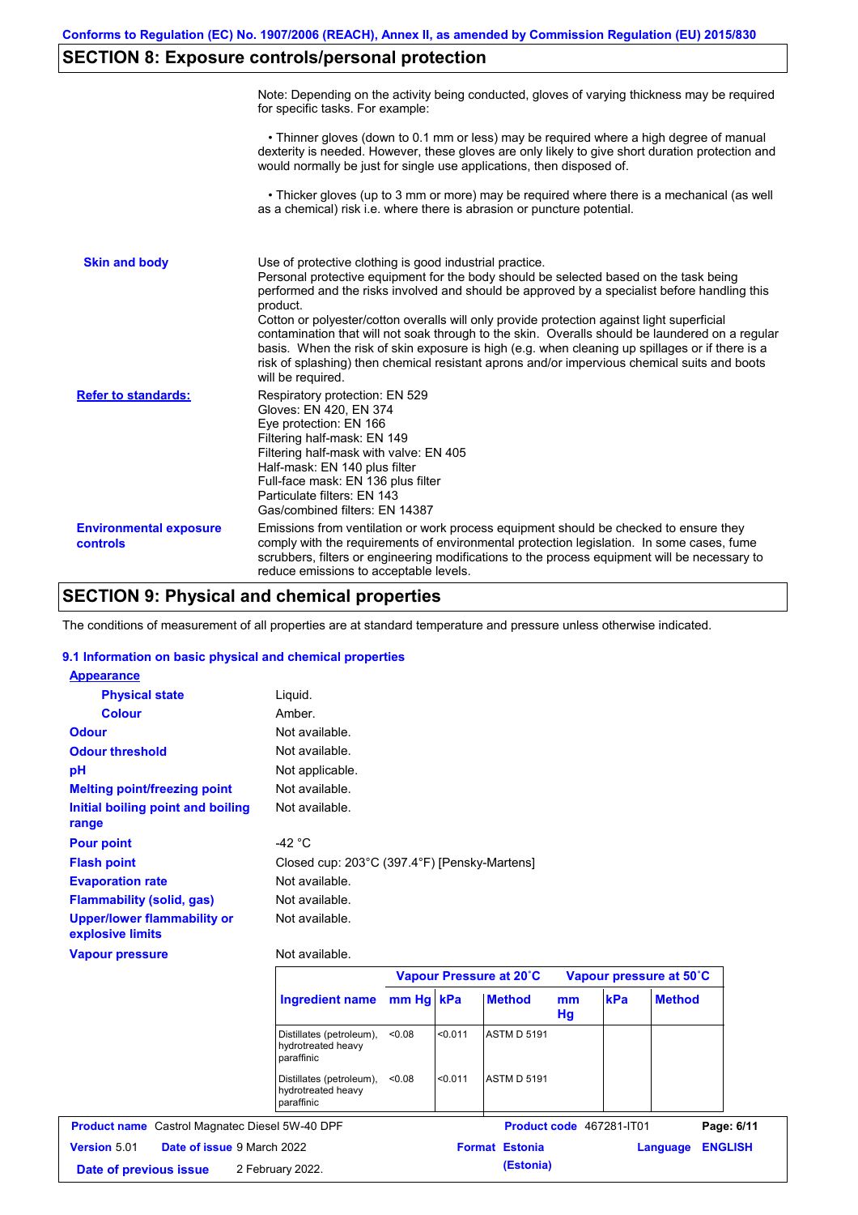## SECTION 8: Exposure controls/personal protection

Note: Depending on the activity being conducted, gloves of varying thickness may be required for specific tasks. For example:

• Thinner gloves (down to 0.1 mm or less) may be required where a high degree of manual dexterity is needed. However, these gloves are only likely to give short duration protection and would normally be just for single use applications, then disposed of.

• Thicker gloves (up to 3 mm or more) may be required where there is a mechanical (as well as a chemical) risk i.e. where there is abrasion or puncture potential.

**Skin and body**

Use of protective clothing is good industrial practice.
Personal protective equipment for the body should be selected based on the task being performed and the risks involved and should be approved by a specialist before handling this product.
Cotton or polyester/cotton overalls will only provide protection against light superficial contamination that will not soak through to the skin. Overalls should be laundered on a regular basis. When the risk of skin exposure is high (e.g. when cleaning up spillages or if there is a risk of splashing) then chemical resistant aprons and/or impervious chemical suits and boots will be required.

**Refer to standards:**

Respiratory protection: EN 529
Gloves: EN 420, EN 374
Eye protection: EN 166
Filtering half-mask: EN 149
Filtering half-mask with valve: EN 405
Half-mask: EN 140 plus filter
Full-face mask: EN 136 plus filter
Particulate filters: EN 143
Gas/combined filters: EN 14387

**Environmental exposure controls**

Emissions from ventilation or work process equipment should be checked to ensure they comply with the requirements of environmental protection legislation. In some cases, fume scrubbers, filters or engineering modifications to the process equipment will be necessary to reduce emissions to acceptable levels.

## SECTION 9: Physical and chemical properties

The conditions of measurement of all properties are at standard temperature and pressure unless otherwise indicated.

### 9.1 Information on basic physical and chemical properties

**Appearance**

| | |
|---|---|
| **Physical state** | Liquid. |
| **Colour** | Amber. |
| **Odour** | Not available. |
| **Odour threshold** | Not available. |
| **pH** | Not applicable. |
| **Melting point/freezing point** | Not available. |
| **Initial boiling point and boiling range** | Not available. |
| **Pour point** | -42 °C |
| **Flash point** | Closed cup: 203°C (397.4°F) [Pensky-Martens] |
| **Evaporation rate** | Not available. |
| **Flammability (solid, gas)** | Not available. |
| **Upper/lower flammability or explosive limits** | Not available. |
| **Vapour pressure** | Not available. |

| | Vapour Pressure at 20˚C | | | Vapour pressure at 50˚C | | |
|---|---|---|---|---|---|---|
| **Ingredient name** | **mm Hg** | **kPa** | **Method** | **mm Hg** | **kPa** | **Method** |
| Distillates (petroleum), hydrotreated heavy paraffinic | <0.08 | <0.011 | ASTM D 5191 | | | |
| Distillates (petroleum), hydrotreated heavy paraffinic | <0.08 | <0.011 | ASTM D 5191 | | | |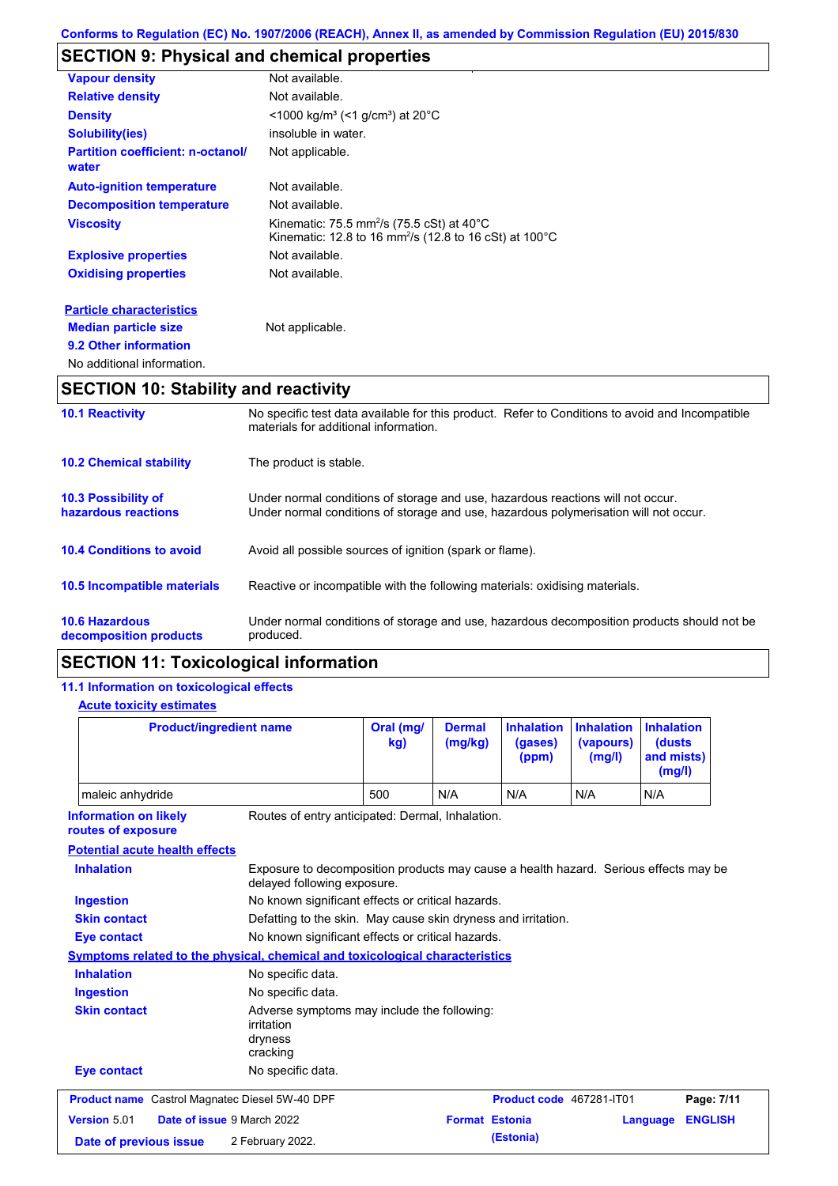Conforms to Regulation (EC) No. 1907/2006 (REACH), Annex II, as amended by Commission Regulation (EU) 2015/830

## SECTION 9: Physical and chemical properties

| | |
|---|---|
| **Vapour density** | Not available. |
| **Relative density** | Not available. |
| **Density** | <1000 kg/m³ (<1 g/cm³) at 20°C |
| **Solubility(ies)** | insoluble in water. |
| **Partition coefficient: n-octanol/ water** | Not applicable. |
| **Auto-ignition temperature** | Not available. |
| **Decomposition temperature** | Not available. |
| **Viscosity** | Kinematic: 75.5 mm$^2$/s (75.5 cSt) at 40°C<br>Kinematic: 12.8 to 16 mm$^2$/s (12.8 to 16 cSt) at 100°C |
| **Explosive properties** | Not available. |
| **Oxidising properties** | Not available. |

**Particle characteristics**

**Median particle size** Not applicable.

**9.2 Other information**

No additional information.

## SECTION 10: Stability and reactivity

| | |
|---|---|
| **10.1 Reactivity** | No specific test data available for this product. Refer to Conditions to avoid and Incompatible materials for additional information. |
| **10.2 Chemical stability** | The product is stable. |
| **10.3 Possibility of hazardous reactions** | Under normal conditions of storage and use, hazardous reactions will not occur.<br>Under normal conditions of storage and use, hazardous polymerisation will not occur. |
| **10.4 Conditions to avoid** | Avoid all possible sources of ignition (spark or flame). |
| **10.5 Incompatible materials** | Reactive or incompatible with the following materials: oxidising materials. |
| **10.6 Hazardous decomposition products** | Under normal conditions of storage and use, hazardous decomposition products should not be produced. |

## SECTION 11: Toxicological information

### 11.1 Information on toxicological effects

**Acute toxicity estimates**

| Product/ingredient name | Oral (mg/kg) | Dermal (mg/kg) | Inhalation (gases) (ppm) | Inhalation (vapours) (mg/l) | Inhalation (dusts and mists) (mg/l) |
|---|---|---|---|---|---|
| maleic anhydride | 500 | N/A | N/A | N/A | N/A |

**Information on likely routes of exposure**: Routes of entry anticipated: Dermal, Inhalation.

**Potential acute health effects**

| | |
|---|---|
| **Inhalation** | Exposure to decomposition products may cause a health hazard. Serious effects may be delayed following exposure. |
| **Ingestion** | No known significant effects or critical hazards. |
| **Skin contact** | Defatting to the skin. May cause skin dryness and irritation. |
| **Eye contact** | No known significant effects or critical hazards. |

**Symptoms related to the physical, chemical and toxicological characteristics**

| | |
|---|---|
| **Inhalation** | No specific data. |
| **Ingestion** | No specific data. |
| **Skin contact** | Adverse symptoms may include the following:<br>irritation<br>dryness<br>cracking |
| **Eye contact** | No specific data. |

**Product name** Castrol Magnatec Diesel 5W-40 DPF | **Product code** 467281-IT01
**Version** 5.01 | **Date of issue** 9 March 2022 | **Format** Estonia (Estonia) | **Language** ENGLISH
**Date of previous issue** 2 February 2022.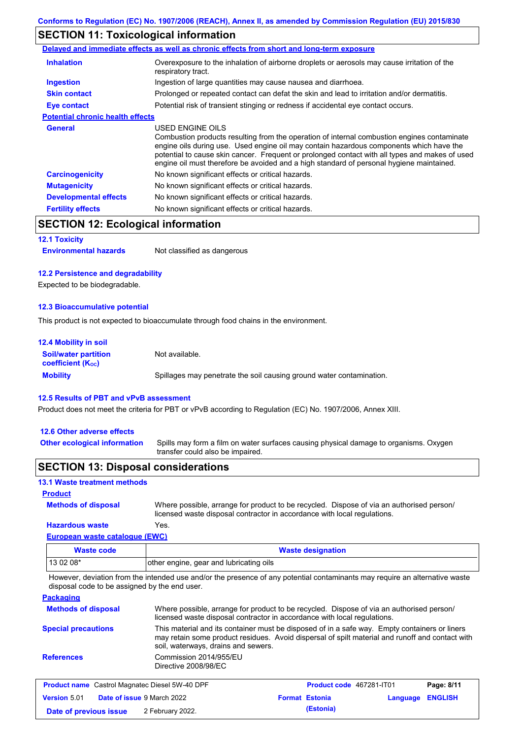Conforms to Regulation (EC) No. 1907/2006 (REACH), Annex II, as amended by Commission Regulation (EU) 2015/830

## SECTION 11: Toxicological information

**Delayed and immediate effects as well as chronic effects from short and long-term exposure**

| | |
|---|---|
| **Inhalation** | Overexposure to the inhalation of airborne droplets or aerosols may cause irritation of the respiratory tract. |
| **Ingestion** | Ingestion of large quantities may cause nausea and diarrhoea. |
| **Skin contact** | Prolonged or repeated contact can defat the skin and lead to irritation and/or dermatitis. |
| **Eye contact** | Potential risk of transient stinging or redness if accidental eye contact occurs. |

**Potential chronic health effects**

| | |
|---|---|
| **General** | USED ENGINE OILS<br>Combustion products resulting from the operation of internal combustion engines contaminate engine oils during use. Used engine oil may contain hazardous components which have the potential to cause skin cancer. Frequent or prolonged contact with all types and makes of used engine oil must therefore be avoided and a high standard of personal hygiene maintained. |
| **Carcinogenicity** | No known significant effects or critical hazards. |
| **Mutagenicity** | No known significant effects or critical hazards. |
| **Developmental effects** | No known significant effects or critical hazards. |
| **Fertility effects** | No known significant effects or critical hazards. |

## SECTION 12: Ecological information

### 12.1 Toxicity

**Environmental hazards** Not classified as dangerous

### 12.2 Persistence and degradability

Expected to be biodegradable.

### 12.3 Bioaccumulative potential

This product is not expected to bioaccumulate through food chains in the environment.

### 12.4 Mobility in soil

| | |
|---|---|
| **Soil/water partition coefficient ($K_{OC}$)** | Not available. |
| **Mobility** | Spillages may penetrate the soil causing ground water contamination. |

### 12.5 Results of PBT and vPvB assessment

Product does not meet the criteria for PBT or vPvB according to Regulation (EC) No. 1907/2006, Annex XIII.

### 12.6 Other adverse effects

**Other ecological information** Spills may form a film on water surfaces causing physical damage to organisms. Oxygen transfer could also be impaired.

## SECTION 13: Disposal considerations

### 13.1 Waste treatment methods

**Product**

| | |
|---|---|
| **Methods of disposal** | Where possible, arrange for product to be recycled. Dispose of via an authorised person/ licensed waste disposal contractor in accordance with local regulations. |
| **Hazardous waste** | Yes. |

**European waste catalogue (EWC)**

| Waste code | Waste designation |
|---|---|
| 13 02 08* | other engine, gear and lubricating oils |

However, deviation from the intended use and/or the presence of any potential contaminants may require an alternative waste disposal code to be assigned by the end user.

**Packaging**

| | |
|---|---|
| **Methods of disposal** | Where possible, arrange for product to be recycled. Dispose of via an authorised person/ licensed waste disposal contractor in accordance with local regulations. |
| **Special precautions** | This material and its container must be disposed of in a safe way. Empty containers or liners may retain some product residues. Avoid dispersal of spilt material and runoff and contact with soil, waterways, drains and sewers. |
| **References** | Commission 2014/955/EU<br>Directive 2008/98/EC |

| | | | |
|---|---|---|---|
| **Product name** Castrol Magnatec Diesel 5W-40 DPF | | **Product code** 467281-IT01 | |
| **Version** 5.01 | **Date of issue** 9 March 2022 | **Format Estonia (Estonia)** | **Language ENGLISH** |
| **Date of previous issue** | 2 February 2022. | | |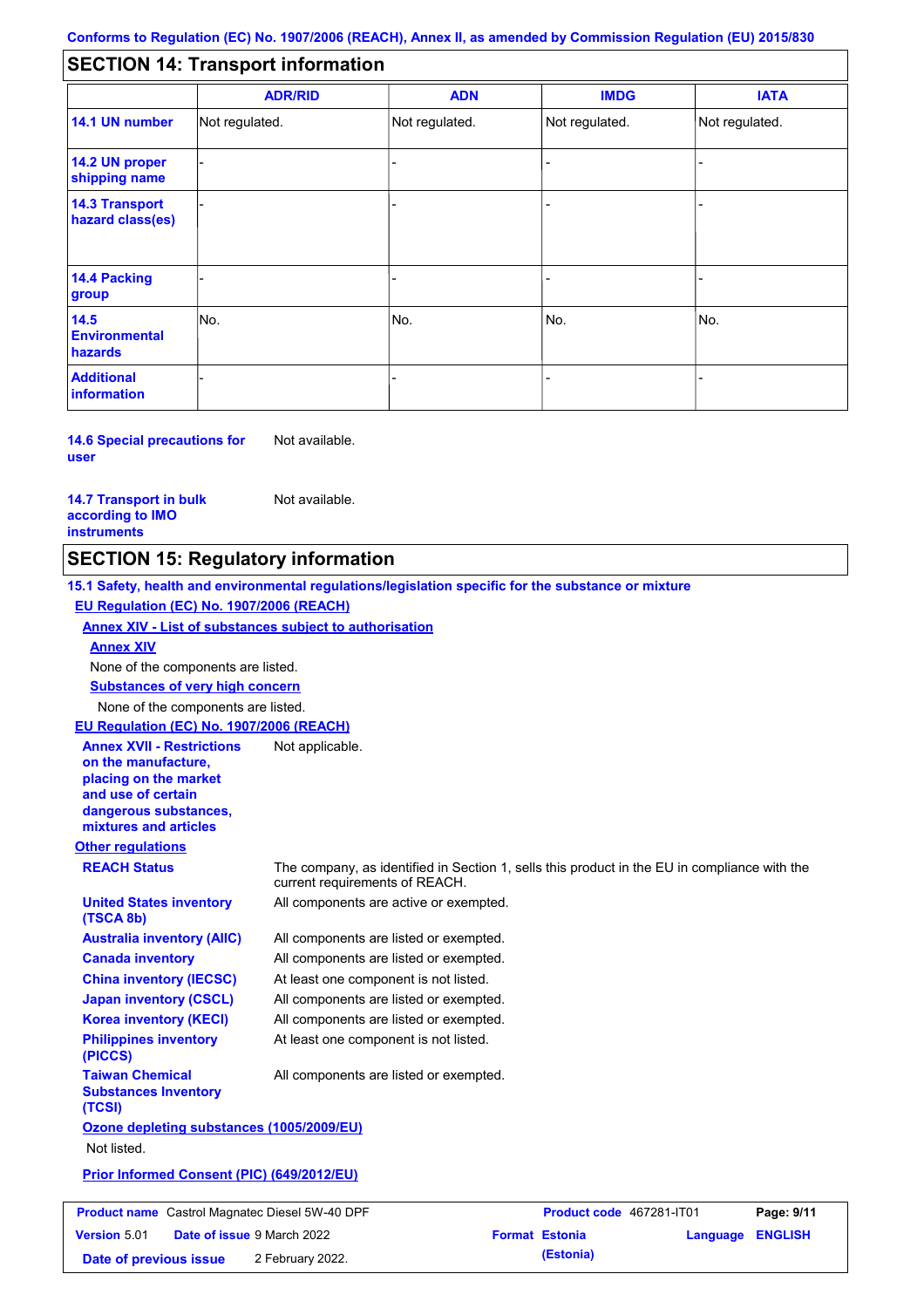## SECTION 14: Transport information

| | ADR/RID | ADN | IMDG | IATA |
|---|---|---|---|---|
| **14.1 UN number** | Not regulated. | Not regulated. | Not regulated. | Not regulated. |
| **14.2 UN proper shipping name** | - | - | - | - |
| **14.3 Transport hazard class(es)** | - | - | - | - |
| **14.4 Packing group** | - | - | - | - |
| **14.5 Environmental hazards** | No. | No. | No. | No. |
| **Additional information** | - | - | - | - |

**14.6 Special precautions for user** Not available.

**14.7 Transport in bulk according to IMO instruments** Not available.

## SECTION 15: Regulatory information

**15.1 Safety, health and environmental regulations/legislation specific for the substance or mixture**

**EU Regulation (EC) No. 1907/2006 (REACH)**

**Annex XIV - List of substances subject to authorisation**

**Annex XIV**

None of the components are listed.

**Substances of very high concern**

None of the components are listed.

**EU Regulation (EC) No. 1907/2006 (REACH)**

**Annex XVII - Restrictions on the manufacture, placing on the market and use of certain dangerous substances, mixtures and articles** Not applicable.

**Other regulations**

**REACH Status** The company, as identified in Section 1, sells this product in the EU in compliance with the current requirements of REACH.

**United States inventory (TSCA 8b)** All components are active or exempted.

**Australia inventory (AIIC)** All components are listed or exempted.

**Canada inventory** All components are listed or exempted.

**China inventory (IECSC)** At least one component is not listed.

**Japan inventory (CSCL)** All components are listed or exempted.

**Korea inventory (KECI)** All components are listed or exempted.

**Philippines inventory (PICCS)** At least one component is not listed.

**Taiwan Chemical Substances Inventory (TCSI)** All components are listed or exempted.

**Ozone depleting substances (1005/2009/EU)**

Not listed.

**Prior Informed Consent (PIC) (649/2012/EU)**

| **Product name** Castrol Magnatec Diesel 5W-40 DPF | **Product code** 467281-IT01 | **Page:** 9/11 |
|---|---|---|
| **Version** 5.01 **Date of issue** 9 March 2022 | **Format** Estonia (Estonia) | **Language** ENGLISH |
| **Date of previous issue** 2 February 2022. | | |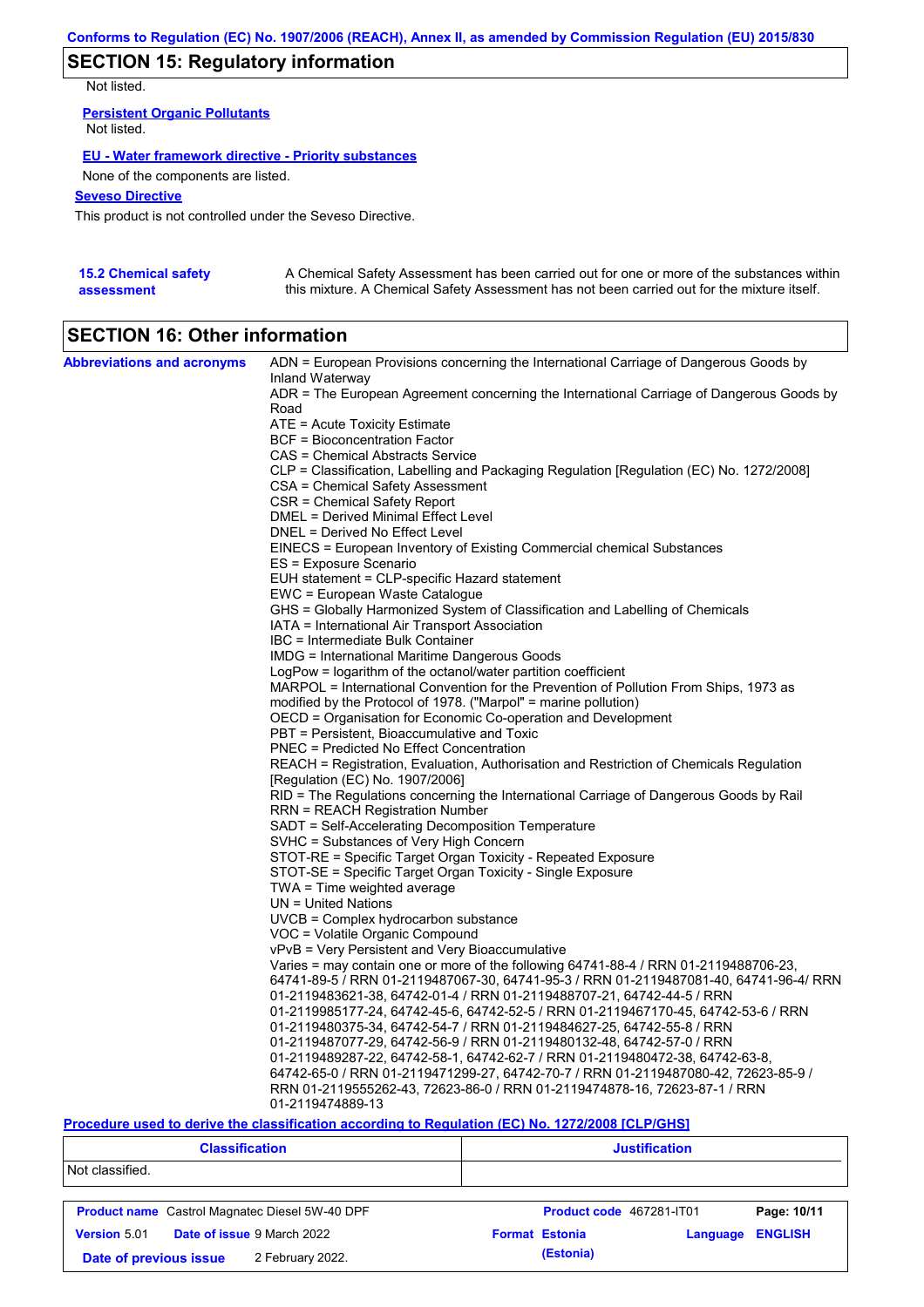## SECTION 15: Regulatory information

Not listed.

**Persistent Organic Pollutants**

Not listed.

**EU - Water framework directive - Priority substances**

None of the components are listed.

**Seveso Directive**

This product is not controlled under the Seveso Directive.

**15.2 Chemical safety assessment**

A Chemical Safety Assessment has been carried out for one or more of the substances within this mixture. A Chemical Safety Assessment has not been carried out for the mixture itself.

## SECTION 16: Other information

**Abbreviations and acronyms**

ADN = European Provisions concerning the International Carriage of Dangerous Goods by Inland Waterway
ADR = The European Agreement concerning the International Carriage of Dangerous Goods by Road
ATE = Acute Toxicity Estimate
BCF = Bioconcentration Factor
CAS = Chemical Abstracts Service
CLP = Classification, Labelling and Packaging Regulation [Regulation (EC) No. 1272/2008]
CSA = Chemical Safety Assessment
CSR = Chemical Safety Report
DMEL = Derived Minimal Effect Level
DNEL = Derived No Effect Level
EINECS = European Inventory of Existing Commercial chemical Substances
ES = Exposure Scenario
EUH statement = CLP-specific Hazard statement
EWC = European Waste Catalogue
GHS = Globally Harmonized System of Classification and Labelling of Chemicals
IATA = International Air Transport Association
IBC = Intermediate Bulk Container
IMDG = International Maritime Dangerous Goods
LogPow = logarithm of the octanol/water partition coefficient
MARPOL = International Convention for the Prevention of Pollution From Ships, 1973 as modified by the Protocol of 1978. ("Marpol" = marine pollution)
OECD = Organisation for Economic Co-operation and Development
PBT = Persistent, Bioaccumulative and Toxic
PNEC = Predicted No Effect Concentration
REACH = Registration, Evaluation, Authorisation and Restriction of Chemicals Regulation [Regulation (EC) No. 1907/2006]
RID = The Regulations concerning the International Carriage of Dangerous Goods by Rail
RRN = REACH Registration Number
SADT = Self-Accelerating Decomposition Temperature
SVHC = Substances of Very High Concern
STOT-RE = Specific Target Organ Toxicity - Repeated Exposure
STOT-SE = Specific Target Organ Toxicity - Single Exposure
TWA = Time weighted average
UN = United Nations
UVCB = Complex hydrocarbon substance
VOC = Volatile Organic Compound
vPvB = Very Persistent and Very Bioaccumulative
Varies = may contain one or more of the following 64741-88-4 / RRN 01-2119488706-23, 64741-89-5 / RRN 01-2119487067-30, 64741-95-3 / RRN 01-2119487081-40, 64741-96-4/ RRN 01-2119483621-38, 64742-01-4 / RRN 01-2119488707-21, 64742-44-5 / RRN 01-2119985177-24, 64742-45-6, 64742-52-5 / RRN 01-2119467170-45, 64742-53-6 / RRN 01-2119480375-34, 64742-54-7 / RRN 01-2119484627-25, 64742-55-8 / RRN 01-2119487077-29, 64742-56-9 / RRN 01-2119480132-48, 64742-57-0 / RRN 01-2119489287-22, 64742-58-1, 64742-62-7 / RRN 01-2119480472-38, 64742-63-8, 64742-65-0 / RRN 01-2119471299-27, 64742-70-7 / RRN 01-2119487080-42, 72623-85-9 / RRN 01-2119555262-43, 72623-86-0 / RRN 01-2119474878-16, 72623-87-1 / RRN 01-2119474889-13

**Procedure used to derive the classification according to Regulation (EC) No. 1272/2008 [CLP/GHS]**

| Classification | Justification |
| --- | --- |
| Not classified. | |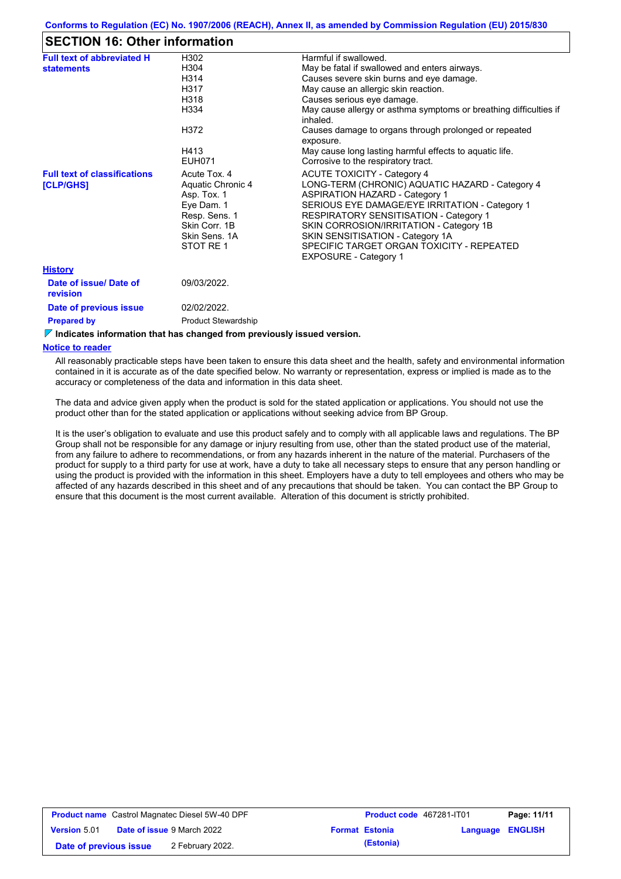## SECTION 16: Other information

| | | |
|---|---|---|
| **Full text of abbreviated H statements** | H302 | Harmful if swallowed. |
| | H304 | May be fatal if swallowed and enters airways. |
| | H314 | Causes severe skin burns and eye damage. |
| | H317 | May cause an allergic skin reaction. |
| | H318 | Causes serious eye damage. |
| | H334 | May cause allergy or asthma symptoms or breathing difficulties if inhaled. |
| | H372 | Causes damage to organs through prolonged or repeated exposure. |
| | H413 | May cause long lasting harmful effects to aquatic life. |
| | EUH071 | Corrosive to the respiratory tract. |
| **Full text of classifications [CLP/GHS]** | Acute Tox. 4 | ACUTE TOXICITY - Category 4 |
| | Aquatic Chronic 4 | LONG-TERM (CHRONIC) AQUATIC HAZARD - Category 4 |
| | Asp. Tox. 1 | ASPIRATION HAZARD - Category 1 |
| | Eye Dam. 1 | SERIOUS EYE DAMAGE/EYE IRRITATION - Category 1 |
| | Resp. Sens. 1 | RESPIRATORY SENSITISATION - Category 1 |
| | Skin Corr. 1B | SKIN CORROSION/IRRITATION - Category 1B |
| | Skin Sens. 1A | SKIN SENSITISATION - Category 1A |
| | STOT RE 1 | SPECIFIC TARGET ORGAN TOXICITY - REPEATED EXPOSURE - Category 1 |

**History**

| | |
|---|---|
| **Date of issue/ Date of revision** | 09/03/2022. |
| **Date of previous issue** | 02/02/2022. |
| **Prepared by** | Product Stewardship |

**Indicates information that has changed from previously issued version.**

**Notice to reader**

All reasonably practicable steps have been taken to ensure this data sheet and the health, safety and environmental information contained in it is accurate as of the date specified below. No warranty or representation, express or implied is made as to the accuracy or completeness of the data and information in this data sheet.

The data and advice given apply when the product is sold for the stated application or applications. You should not use the product other than for the stated application or applications without seeking advice from BP Group.

It is the user's obligation to evaluate and use this product safely and to comply with all applicable laws and regulations. The BP Group shall not be responsible for any damage or injury resulting from use, other than the stated product use of the material, from any failure to adhere to recommendations, or from any hazards inherent in the nature of the material. Purchasers of the product for supply to a third party for use at work, have a duty to take all necessary steps to ensure that any person handling or using the product is provided with the information in this sheet. Employers have a duty to tell employees and others who may be affected of any hazards described in this sheet and of any precautions that should be taken. You can contact the BP Group to ensure that this document is the most current available. Alteration of this document is strictly prohibited.